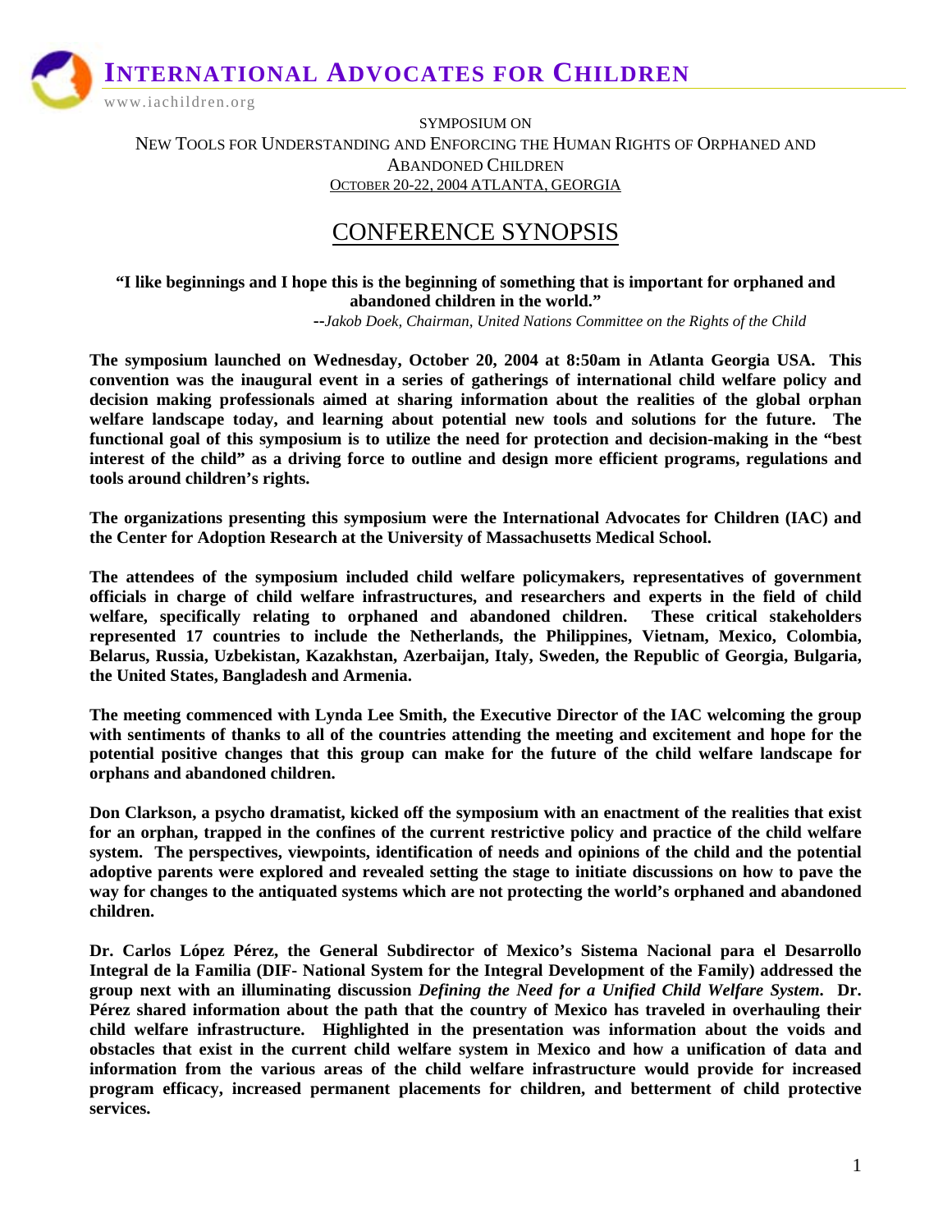# INTERNATIONAL ADVOCATES FOR CHILDREN

www.iachildren.org

SYMPOSIUM ON

NEW TOOLS FOR UNDERSTANDING AND ENFORCING THE HUMAN RIGHTS OF ORPHANED AND ABANDONED CHILDREN

OCTOBER 20-22, 2004 ATLANTA, GEORGIA

## CONFERENCE SYNOPSIS

**"I like beginnings and I hope this is the beginning of something that is important for orphaned and abandoned children in the world."**

**--***Jakob Doek, Chairman, United Nations Committee on the Rights of the Child*

**The symposium launched on Wednesday, October 20, 2004 at 8:50am in Atlanta Georgia USA. This convention was the inaugural event in a series of gatherings of international child welfare policy and decision making professionals aimed at sharing information about the realities of the global orphan welfare landscape today, and learning about potential new tools and solutions for the future. The functional goal of this symposium is to utilize the need for protection and decision-making in the "best interest of the child" as a driving force to outline and design more efficient programs, regulations and tools around children's rights.**

**The organizations presenting this symposium were the International Advocates for Children (IAC) and the Center for Adoption Research at the University of Massachusetts Medical School.**

**The attendees of the symposium included child welfare policymakers, representatives of government officials in charge of child welfare infrastructures, and researchers and experts in the field of child welfare, specifically relating to orphaned and abandoned children. These critical stakeholders represented 17 countries to include the Netherlands, the Philippines, Vietnam, Mexico, Colombia, Belarus, Russia, Uzbekistan, Kazakhstan, Azerbaijan, Italy, Sweden, the Republic of Georgia, Bulgaria, the United States, Bangladesh and Armenia.**

**The meeting commenced with Lynda Lee Smith, the Executive Director of the IAC welcoming the group with sentiments of thanks to all of the countries attending the meeting and excitement and hope for the potential positive changes that this group can make for the future of the child welfare landscape for orphans and abandoned children.**

**Don Clarkson, a psycho dramatist, kicked off the symposium with an enactment of the realities that exist for an orphan, trapped in the confines of the current restrictive policy and practice of the child welfare system. The perspectives, viewpoints, identification of needs and opinions of the child and the potential adoptive parents were explored and revealed setting the stage to initiate discussions on how to pave the way for changes to the antiquated systems which are not protecting the world's orphaned and abandoned children.**

**Dr. Carlos López Pérez, the General Subdirector of Mexico's Sistema Nacional para el Desarrollo Integral de la Familia (DIF- National System for the Integral Development of the Family) addressed the group next with an illuminating discussion *Defining the Need for a Unified Child Welfare System*. Dr. Pérez shared information about the path that the country of Mexico has traveled in overhauling their child welfare infrastructure. Highlighted in the presentation was information about the voids and obstacles that exist in the current child welfare system in Mexico and how a unification of data and information from the various areas of the child welfare infrastructure would provide for increased program efficacy, increased permanent placements for children, and betterment of child protective services.**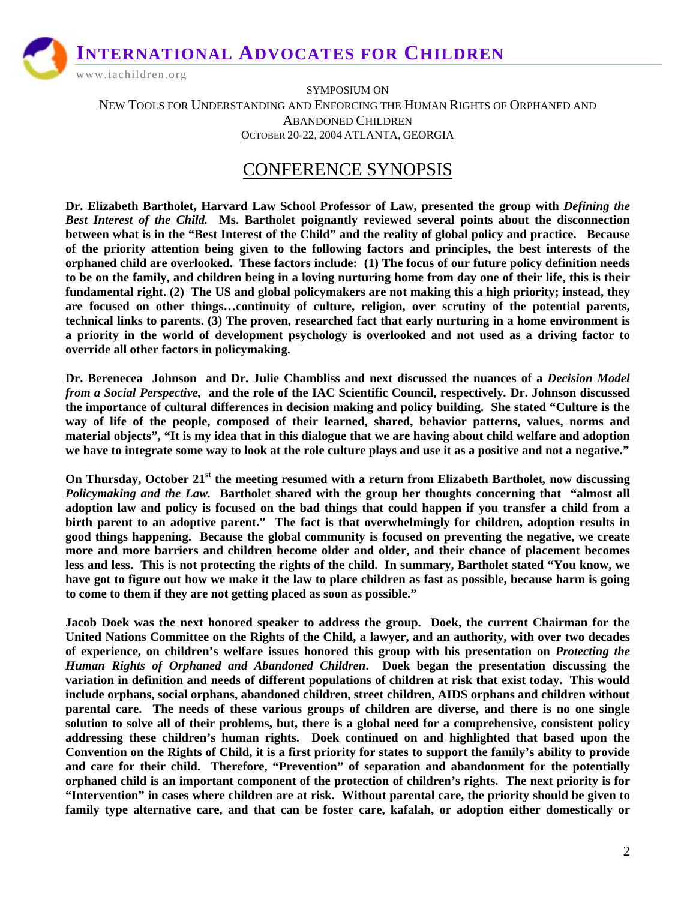# INTERNATIONAL ADVOCATES FOR CHILDREN

www.iachildren.org

SYMPOSIUM ON

NEW TOOLS FOR UNDERSTANDING AND ENFORCING THE HUMAN RIGHTS OF ORPHANED AND ABANDONED CHILDREN

OCTOBER 20-22, 2004 ATLANTA, GEORGIA

## CONFERENCE SYNOPSIS

**Dr. Elizabeth Bartholet, Harvard Law School Professor of Law, presented the group with *Defining the Best Interest of the Child.* Ms. Bartholet poignantly reviewed several points about the disconnection between what is in the "Best Interest of the Child" and the reality of global policy and practice. Because of the priority attention being given to the following factors and principles, the best interests of the orphaned child are overlooked. These factors include: (1) The focus of our future policy definition needs to be on the family, and children being in a loving nurturing home from day one of their life, this is their fundamental right. (2) The US and global policymakers are not making this a high priority; instead, they are focused on other things…continuity of culture, religion, over scrutiny of the potential parents, technical links to parents. (3) The proven, researched fact that early nurturing in a home environment is a priority in the world of development psychology is overlooked and not used as a driving factor to override all other factors in policymaking.**

**Dr. Berenecea Johnson and Dr. Julie Chambliss and next discussed the nuances of a *Decision Model from a Social Perspective,* and the role of the IAC Scientific Council, respectively. Dr. Johnson discussed the importance of cultural differences in decision making and policy building. She stated "Culture is the way of life of the people, composed of their learned, shared, behavior patterns, values, norms and material objects", "It is my idea that in this dialogue that we are having about child welfare and adoption we have to integrate some way to look at the role culture plays and use it as a positive and not a negative."**

**On Thursday, October 21st the meeting resumed with a return from Elizabeth Bartholet, now discussing *Policymaking and the Law.* Bartholet shared with the group her thoughts concerning that "almost all adoption law and policy is focused on the bad things that could happen if you transfer a child from a birth parent to an adoptive parent." The fact is that overwhelmingly for children, adoption results in good things happening. Because the global community is focused on preventing the negative, we create more and more barriers and children become older and older, and their chance of placement becomes less and less. This is not protecting the rights of the child. In summary, Bartholet stated "You know, we have got to figure out how we make it the law to place children as fast as possible, because harm is going to come to them if they are not getting placed as soon as possible."**

**Jacob Doek was the next honored speaker to address the group. Doek, the current Chairman for the United Nations Committee on the Rights of the Child, a lawyer, and an authority, with over two decades of experience, on children's welfare issues honored this group with his presentation on *Protecting the Human Rights of Orphaned and Abandoned Children*. Doek began the presentation discussing the variation in definition and needs of different populations of children at risk that exist today. This would include orphans, social orphans, abandoned children, street children, AIDS orphans and children without parental care. The needs of these various groups of children are diverse, and there is no one single solution to solve all of their problems, but, there is a global need for a comprehensive, consistent policy addressing these children's human rights. Doek continued on and highlighted that based upon the Convention on the Rights of Child, it is a first priority for states to support the family's ability to provide and care for their child. Therefore, "Prevention" of separation and abandonment for the potentially orphaned child is an important component of the protection of children's rights. The next priority is for "Intervention" in cases where children are at risk. Without parental care, the priority should be given to family type alternative care, and that can be foster care, kafalah, or adoption either domestically or**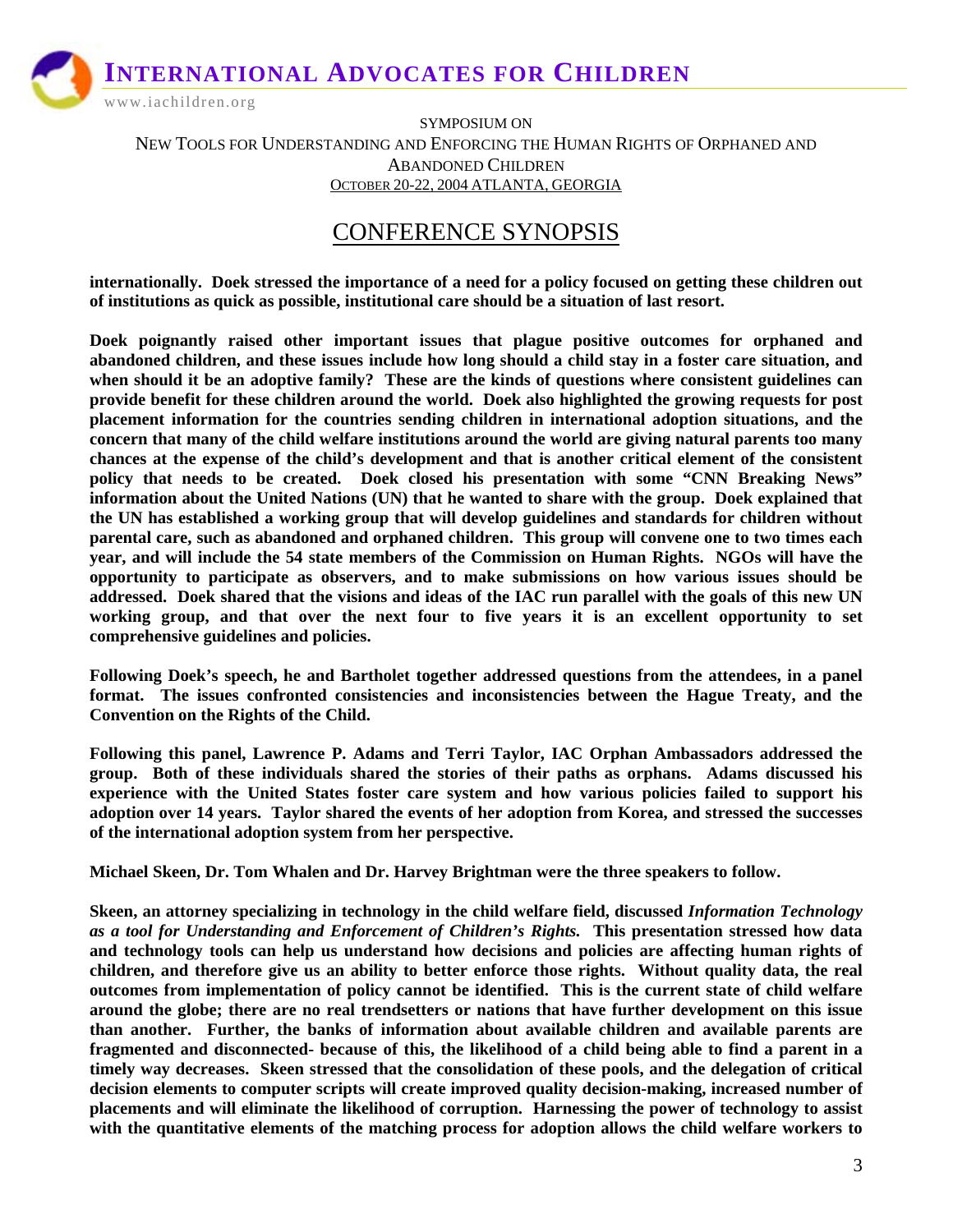internationally. Doek stressed the importance of a need for a policy focused on getting these children out of institutions as quick as possible, institutional care should be a situation of last resort.

Doek poignantly raised other important issues that plague positive outcomes for orphaned and abandoned children, and these issues include how long should a child stay in a foster care situation, and when should it be an adoptive family? These are the kinds of questions where consistent guidelines can provide benefit for these children around the world. Doek also highlighted the growing requests for post placement information for the countries sending children in international adoption situations, and the concern that many of the child welfare institutions around the world are giving natural parents too many chances at the expense of the child's development and that is another critical element of the consistent policy that needs to be created. Doek closed his presentation with some "CNN Breaking News" information about the United Nations (UN) that he wanted to share with the group. Doek explained that the UN has established a working group that will develop guidelines and standards for children without parental care, such as abandoned and orphaned children. This group will convene one to two times each year, and will include the 54 state members of the Commission on Human Rights. NGOs will have the opportunity to participate as observers, and to make submissions on how various issues should be addressed. Doek shared that the visions and ideas of the IAC run parallel with the goals of this new UN working group, and that over the next four to five years it is an excellent opportunity to set comprehensive guidelines and policies.

Following Doek's speech, he and Bartholet together addressed questions from the attendees, in a panel format. The issues confronted consistencies and inconsistencies between the Hague Treaty, and the Convention on the Rights of the Child.

Following this panel, Lawrence P. Adams and Terri Taylor, IAC Orphan Ambassadors addressed the group. Both of these individuals shared the stories of their paths as orphans. Adams discussed his experience with the United States foster care system and how various policies failed to support his adoption over 14 years. Taylor shared the events of her adoption from Korea, and stressed the successes of the international adoption system from her perspective.

Michael Skeen, Dr. Tom Whalen and Dr. Harvey Brightman were the three speakers to follow.

Skeen, an attorney specializing in technology in the child welfare field, discussed *Information Technology as a tool for Understanding and Enforcement of Children's Rights.* This presentation stressed how data and technology tools can help us understand how decisions and policies are affecting human rights of children, and therefore give us an ability to better enforce those rights. Without quality data, the real outcomes from implementation of policy cannot be identified. This is the current state of child welfare around the globe; there are no real trendsetters or nations that have further development on this issue than another. Further, the banks of information about available children and available parents are fragmented and disconnected- because of this, the likelihood of a child being able to find a parent in a timely way decreases. Skeen stressed that the consolidation of these pools, and the delegation of critical decision elements to computer scripts will create improved quality decision-making, increased number of placements and will eliminate the likelihood of corruption. Harnessing the power of technology to assist with the quantitative elements of the matching process for adoption allows the child welfare workers to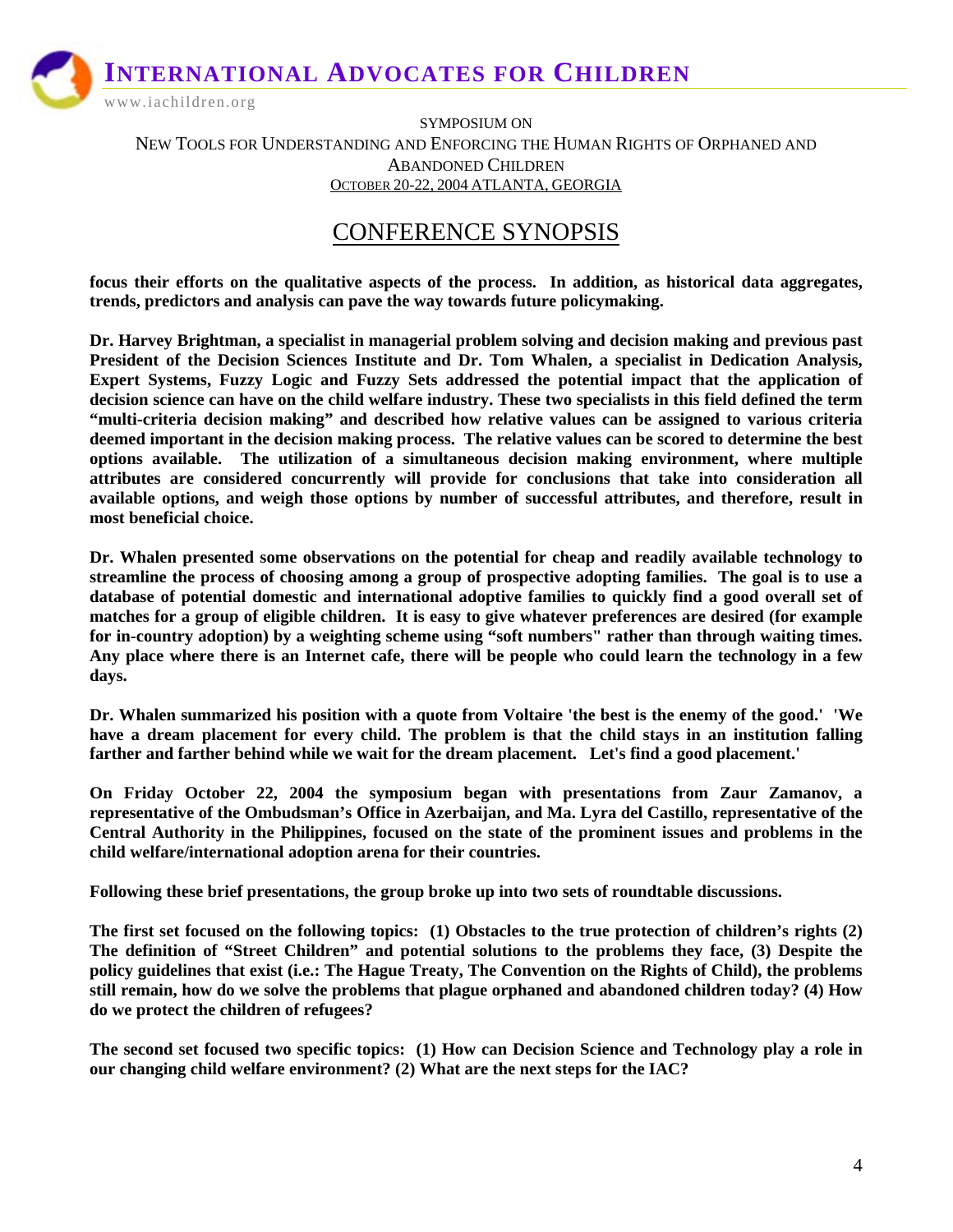**focus their efforts on the qualitative aspects of the process. In addition, as historical data aggregates, trends, predictors and analysis can pave the way towards future policymaking.**

**Dr. Harvey Brightman, a specialist in managerial problem solving and decision making and previous past President of the Decision Sciences Institute and Dr. Tom Whalen, a specialist in Dedication Analysis, Expert Systems, Fuzzy Logic and Fuzzy Sets addressed the potential impact that the application of decision science can have on the child welfare industry. These two specialists in this field defined the term "multi-criteria decision making" and described how relative values can be assigned to various criteria deemed important in the decision making process. The relative values can be scored to determine the best options available. The utilization of a simultaneous decision making environment, where multiple attributes are considered concurrently will provide for conclusions that take into consideration all available options, and weigh those options by number of successful attributes, and therefore, result in most beneficial choice.**

**Dr. Whalen presented some observations on the potential for cheap and readily available technology to streamline the process of choosing among a group of prospective adopting families. The goal is to use a database of potential domestic and international adoptive families to quickly find a good overall set of matches for a group of eligible children. It is easy to give whatever preferences are desired (for example for in-country adoption) by a weighting scheme using "soft numbers" rather than through waiting times. Any place where there is an Internet cafe, there will be people who could learn the technology in a few days.**

**Dr. Whalen summarized his position with a quote from Voltaire 'the best is the enemy of the good.' 'We have a dream placement for every child. The problem is that the child stays in an institution falling farther and farther behind while we wait for the dream placement. Let's find a good placement.'**

**On Friday October 22, 2004 the symposium began with presentations from Zaur Zamanov, a representative of the Ombudsman's Office in Azerbaijan, and Ma. Lyra del Castillo, representative of the Central Authority in the Philippines, focused on the state of the prominent issues and problems in the child welfare/international adoption arena for their countries.**

**Following these brief presentations, the group broke up into two sets of roundtable discussions.**

**The first set focused on the following topics: (1) Obstacles to the true protection of children's rights (2) The definition of "Street Children" and potential solutions to the problems they face, (3) Despite the policy guidelines that exist (i.e.: The Hague Treaty, The Convention on the Rights of Child), the problems still remain, how do we solve the problems that plague orphaned and abandoned children today? (4) How do we protect the children of refugees?**

**The second set focused two specific topics: (1) How can Decision Science and Technology play a role in our changing child welfare environment? (2) What are the next steps for the IAC?**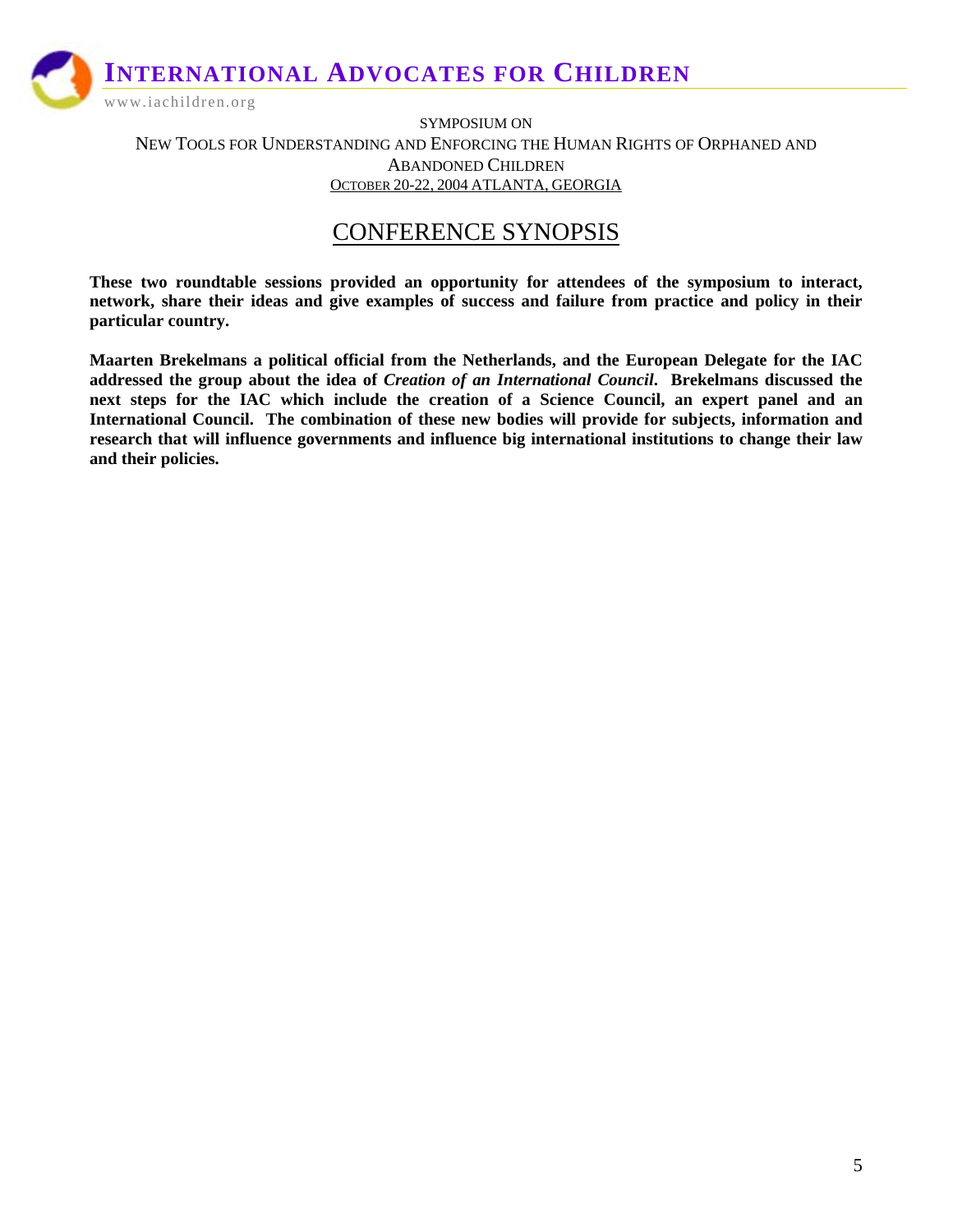**INTERNATIONAL ADVOCATES FOR CHILDREN**

www.iachildren.org

SYMPOSIUM ON

NEW TOOLS FOR UNDERSTANDING AND ENFORCING THE HUMAN RIGHTS OF ORPHANED AND ABANDONED CHILDREN

OCTOBER 20-22, 2004 ATLANTA, GEORGIA

# CONFERENCE SYNOPSIS

**These two roundtable sessions provided an opportunity for attendees of the symposium to interact, network, share their ideas and give examples of success and failure from practice and policy in their particular country.**

**Maarten Brekelmans a political official from the Netherlands, and the European Delegate for the IAC addressed the group about the idea of *Creation of an International Council*. Brekelmans discussed the next steps for the IAC which include the creation of a Science Council, an expert panel and an International Council. The combination of these new bodies will provide for subjects, information and research that will influence governments and influence big international institutions to change their law and their policies.**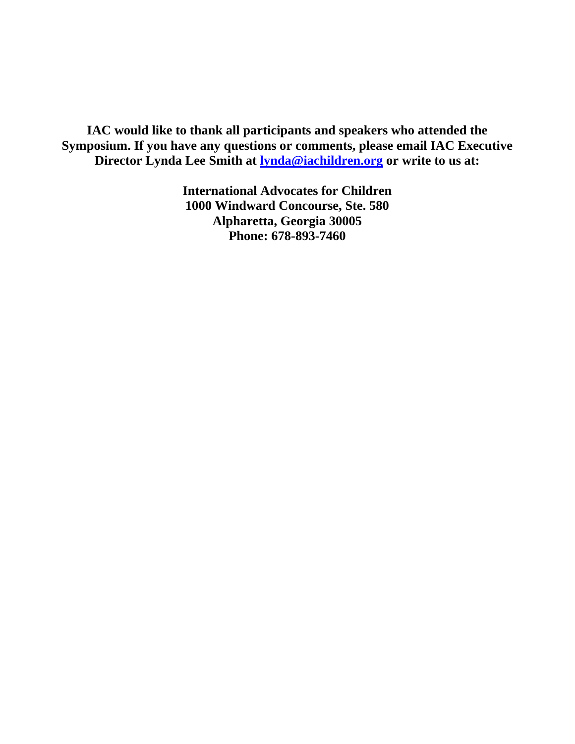**IAC would like to thank all participants and speakers who attended the Symposium. If you have any questions or comments, please email IAC Executive Director Lynda Lee Smith at [lynda@iachildren.org](mailto:lynda@iachildren.org) or write to us at:**

**International Advocates for Children**
**1000 Windward Concourse, Ste. 580**
**Alpharetta, Georgia 30005**
**Phone: 678-893-7460**